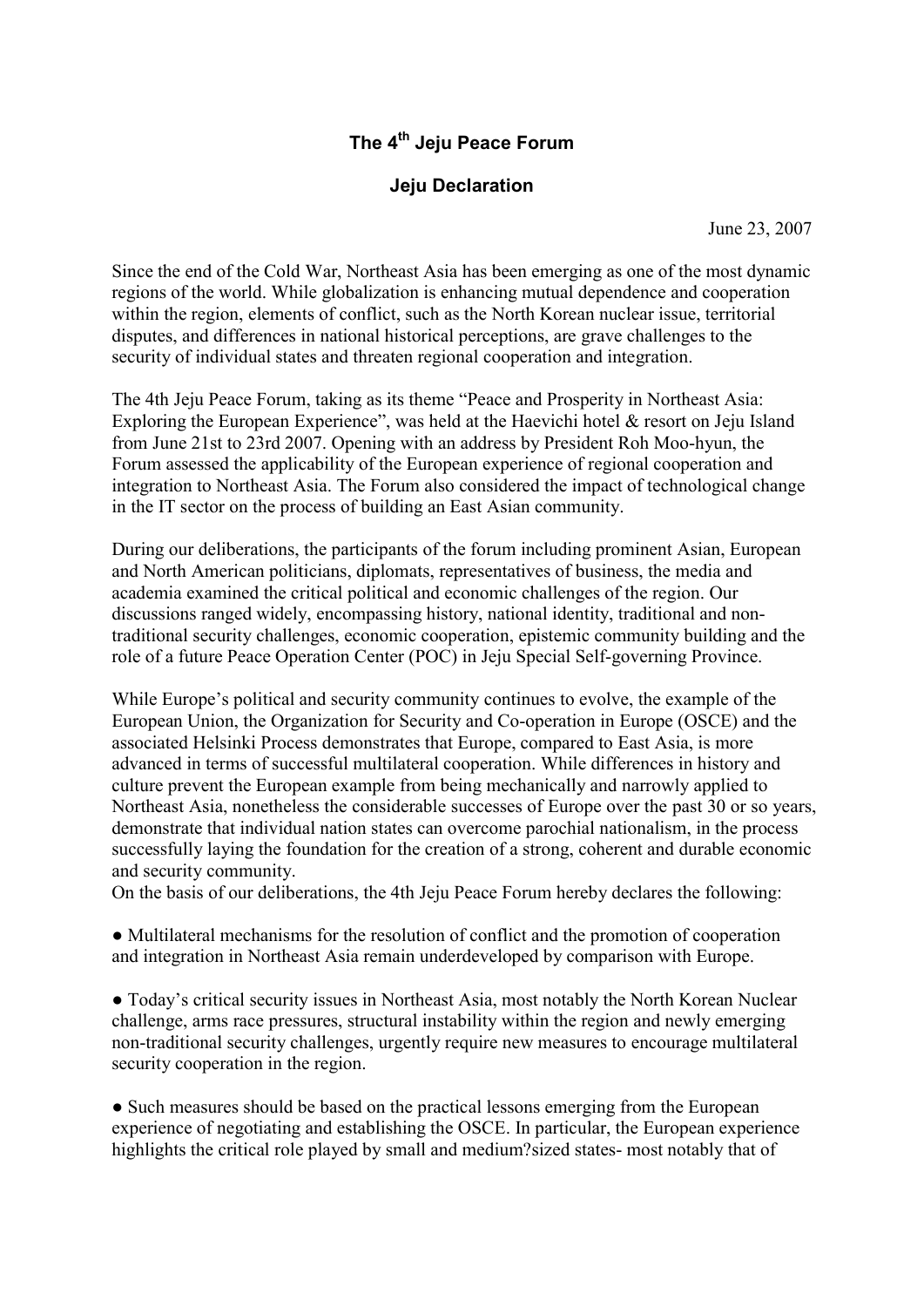# The 4th Jeju Peace Forum

## Jeju Declaration

June 23, 2007

Since the end of the Cold War, Northeast Asia has been emerging as one of the most dynamic regions of the world. While globalization is enhancing mutual dependence and cooperation within the region, elements of conflict, such as the North Korean nuclear issue, territorial disputes, and differences in national historical perceptions, are grave challenges to the security of individual states and threaten regional cooperation and integration.

The 4th Jeju Peace Forum, taking as its theme "Peace and Prosperity in Northeast Asia: Exploring the European Experience", was held at the Haevichi hotel & resort on Jeju Island from June 21st to 23rd 2007. Opening with an address by President Roh Moo-hyun, the Forum assessed the applicability of the European experience of regional cooperation and integration to Northeast Asia. The Forum also considered the impact of technological change in the IT sector on the process of building an East Asian community.

During our deliberations, the participants of the forum including prominent Asian, European and North American politicians, diplomats, representatives of business, the media and academia examined the critical political and economic challenges of the region. Our discussions ranged widely, encompassing history, national identity, traditional and non-traditional security challenges, economic cooperation, epistemic community building and the role of a future Peace Operation Center (POC) in Jeju Special Self-governing Province.

While Europe's political and security community continues to evolve, the example of the European Union, the Organization for Security and Co-operation in Europe (OSCE) and the associated Helsinki Process demonstrates that Europe, compared to East Asia, is more advanced in terms of successful multilateral cooperation. While differences in history and culture prevent the European example from being mechanically and narrowly applied to Northeast Asia, nonetheless the considerable successes of Europe over the past 30 or so years, demonstrate that individual nation states can overcome parochial nationalism, in the process successfully laying the foundation for the creation of a strong, coherent and durable economic and security community.

On the basis of our deliberations, the 4th Jeju Peace Forum hereby declares the following:

● Multilateral mechanisms for the resolution of conflict and the promotion of cooperation and integration in Northeast Asia remain underdeveloped by comparison with Europe.

● Today's critical security issues in Northeast Asia, most notably the North Korean Nuclear challenge, arms race pressures, structural instability within the region and newly emerging non-traditional security challenges, urgently require new measures to encourage multilateral security cooperation in the region.

● Such measures should be based on the practical lessons emerging from the European experience of negotiating and establishing the OSCE. In particular, the European experience highlights the critical role played by small and medium?sized states- most notably that of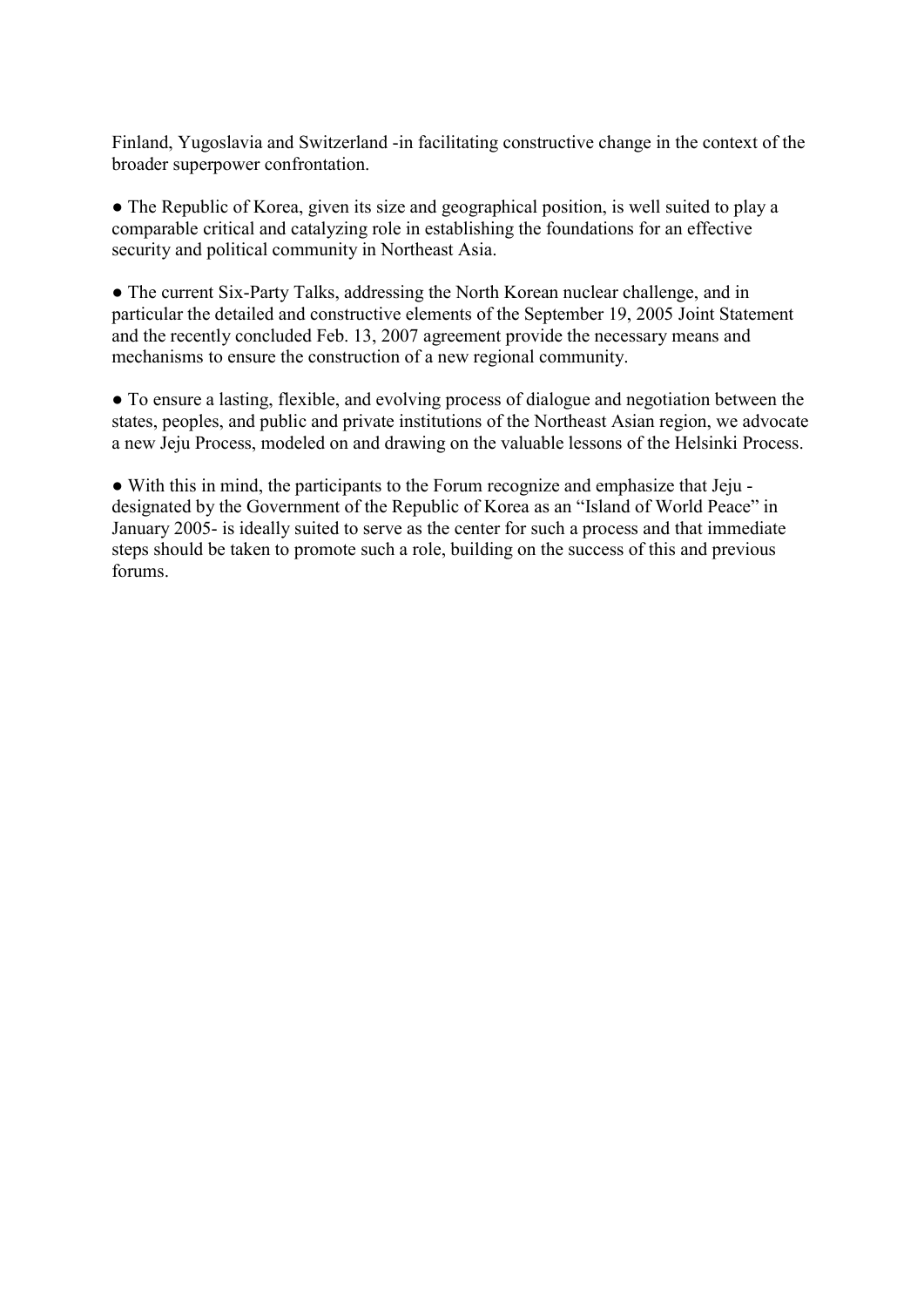Finland, Yugoslavia and Switzerland -in facilitating constructive change in the context of the broader superpower confrontation.

● The Republic of Korea, given its size and geographical position, is well suited to play a comparable critical and catalyzing role in establishing the foundations for an effective security and political community in Northeast Asia.

● The current Six-Party Talks, addressing the North Korean nuclear challenge, and in particular the detailed and constructive elements of the September 19, 2005 Joint Statement and the recently concluded Feb. 13, 2007 agreement provide the necessary means and mechanisms to ensure the construction of a new regional community.

● To ensure a lasting, flexible, and evolving process of dialogue and negotiation between the states, peoples, and public and private institutions of the Northeast Asian region, we advocate a new Jeju Process, modeled on and drawing on the valuable lessons of the Helsinki Process.

● With this in mind, the participants to the Forum recognize and emphasize that Jeju - designated by the Government of the Republic of Korea as an "Island of World Peace" in January 2005- is ideally suited to serve as the center for such a process and that immediate steps should be taken to promote such a role, building on the success of this and previous forums.